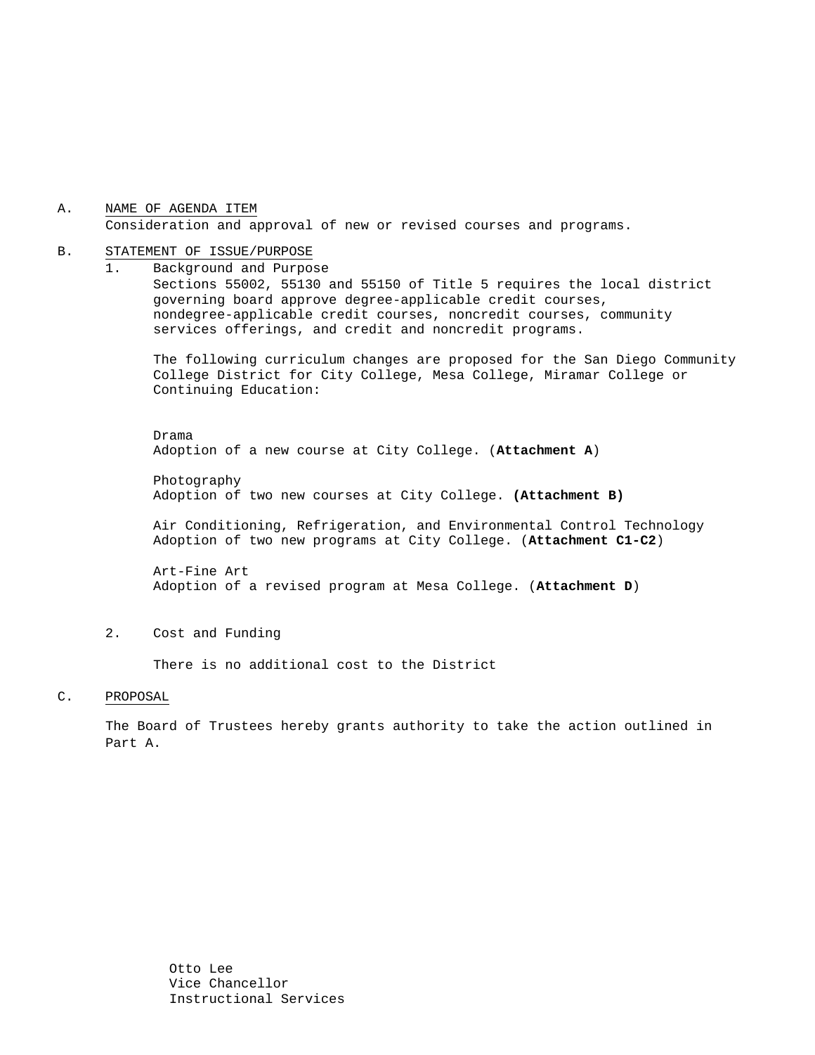A. <u>NAME OF AGENDA ITEM</u>

Consideration and approval of new or revised courses and programs.

B. <u>STATEMENT OF ISSUE/PURPOSE</u>

1. Background and Purpose

   Sections 55002, 55130 and 55150 of Title 5 requires the local district governing board approve degree-applicable credit courses, nondegree-applicable credit courses, noncredit courses, community services offerings, and credit and noncredit programs.

   The following curriculum changes are proposed for the San Diego Community College District for City College, Mesa College, Miramar College or Continuing Education:

   Drama
   Adoption of a new course at City College. (**Attachment A**)

   Photography
   Adoption of two new courses at City College. **(Attachment B)**

   Air Conditioning, Refrigeration, and Environmental Control Technology
   Adoption of two new programs at City College. (**Attachment C1-C2**)

   Art-Fine Art
   Adoption of a revised program at Mesa College. (**Attachment D**)

2. Cost and Funding

   There is no additional cost to the District

C. <u>PROPOSAL</u>

The Board of Trustees hereby grants authority to take the action outlined in Part A.

Otto Lee
Vice Chancellor
Instructional Services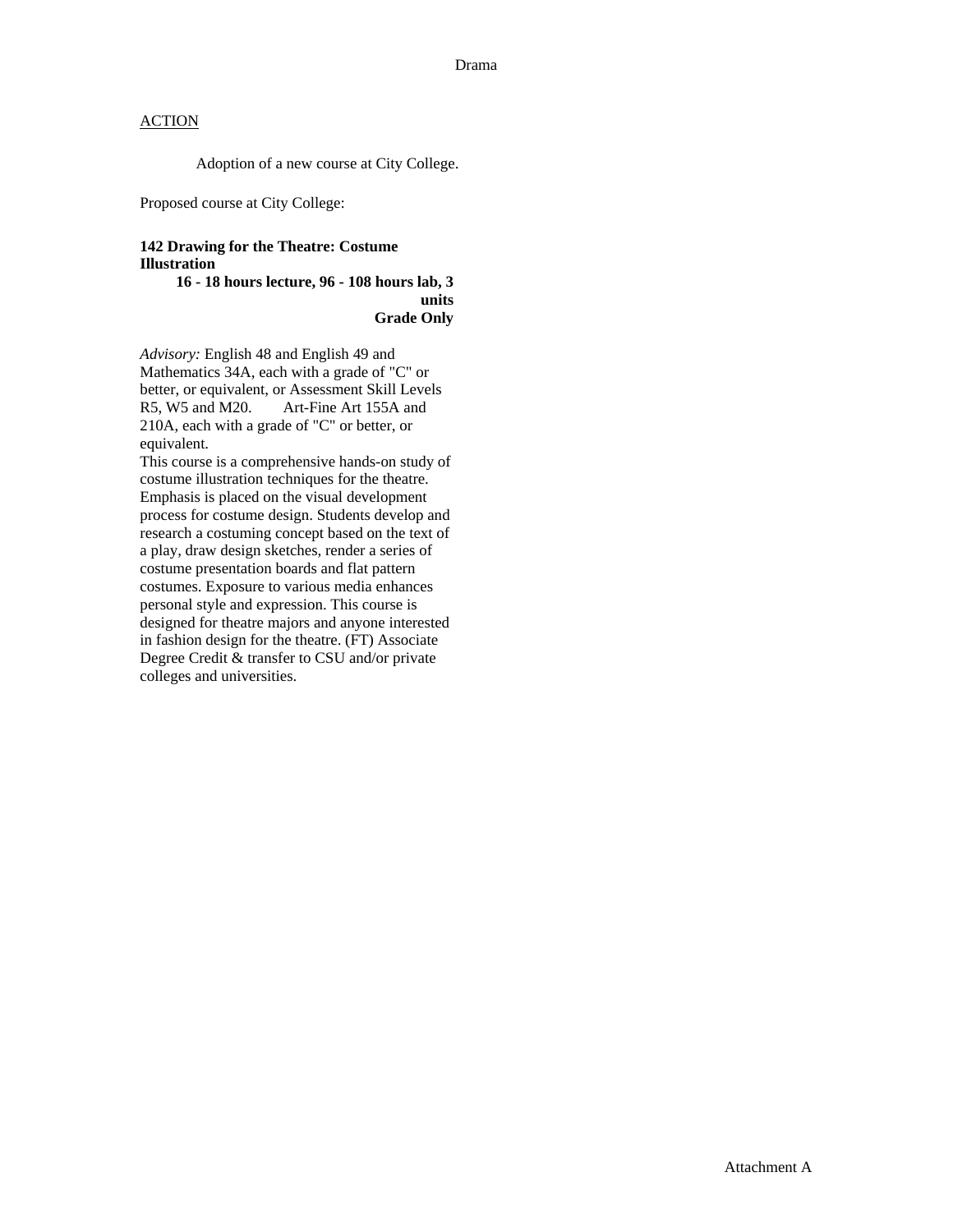Drama

ACTION

Adoption of a new course at City College.

Proposed course at City College:

**142 Drawing for the Theatre: Costume Illustration**
**16 - 18 hours lecture, 96 - 108 hours lab, 3 units**
**Grade Only**

*Advisory:* English 48 and English 49 and Mathematics 34A, each with a grade of "C" or better, or equivalent, or Assessment Skill Levels R5, W5 and M20. Art-Fine Art 155A and 210A, each with a grade of "C" or better, or equivalent.

This course is a comprehensive hands-on study of costume illustration techniques for the theatre. Emphasis is placed on the visual development process for costume design. Students develop and research a costuming concept based on the text of a play, draw design sketches, render a series of costume presentation boards and flat pattern costumes. Exposure to various media enhances personal style and expression. This course is designed for theatre majors and anyone interested in fashion design for the theatre. (FT) Associate Degree Credit & transfer to CSU and/or private colleges and universities.

Attachment A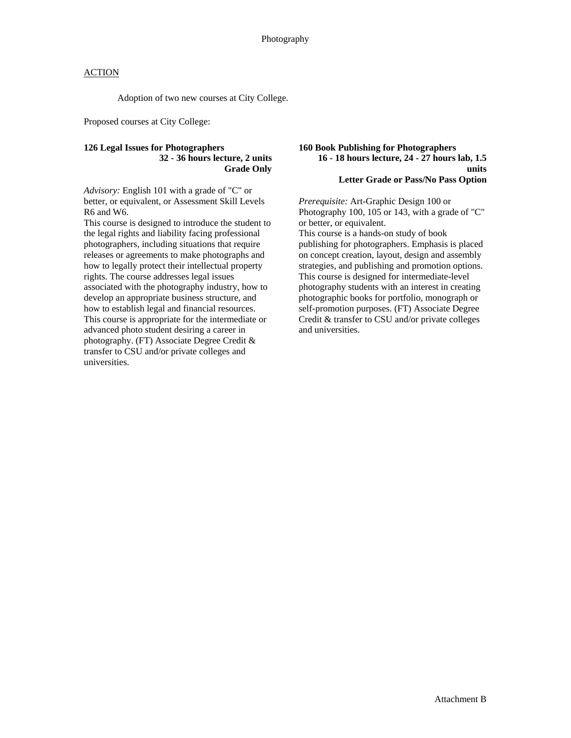# Photography

## ACTION

Adoption of two new courses at City College.

Proposed courses at City College:

**126 Legal Issues for Photographers**
**32 - 36 hours lecture, 2 units**
**Grade Only**

*Advisory:* English 101 with a grade of "C" or better, or equivalent, or Assessment Skill Levels R6 and W6.

This course is designed to introduce the student to the legal rights and liability facing professional photographers, including situations that require releases or agreements to make photographs and how to legally protect their intellectual property rights. The course addresses legal issues associated with the photography industry, how to develop an appropriate business structure, and how to establish legal and financial resources. This course is appropriate for the intermediate or advanced photo student desiring a career in photography. (FT) Associate Degree Credit & transfer to CSU and/or private colleges and universities.

**160 Book Publishing for Photographers**
**16 - 18 hours lecture, 24 - 27 hours lab, 1.5 units**
**Letter Grade or Pass/No Pass Option**

*Prerequisite:* Art-Graphic Design 100 or Photography 100, 105 or 143, with a grade of "C" or better, or equivalent.

This course is a hands-on study of book publishing for photographers. Emphasis is placed on concept creation, layout, design and assembly strategies, and publishing and promotion options. This course is designed for intermediate-level photography students with an interest in creating photographic books for portfolio, monograph or self-promotion purposes. (FT) Associate Degree Credit & transfer to CSU and/or private colleges and universities.

Attachment B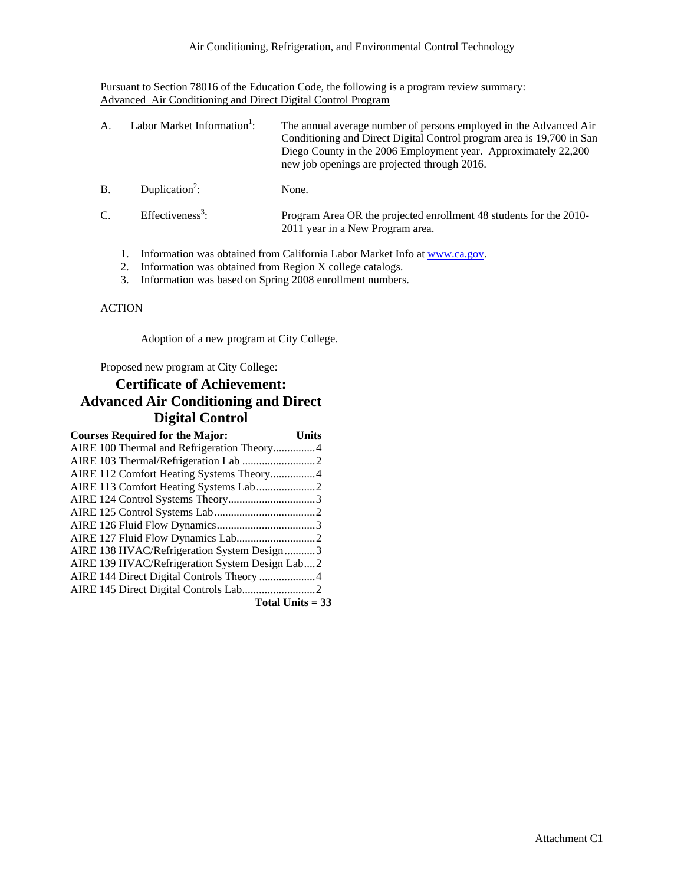Air Conditioning, Refrigeration, and Environmental Control Technology

Pursuant to Section 78016 of the Education Code, the following is a program review summary:
Advanced Air Conditioning and Direct Digital Control Program

A. Labor Market Information[1]: The annual average number of persons employed in the Advanced Air Conditioning and Direct Digital Control program area is 19,700 in San Diego County in the 2006 Employment year. Approximately 22,200 new job openings are projected through 2016.

B. Duplication[2]: None.

C. Effectiveness[3]: Program Area OR the projected enrollment 48 students for the 2010-2011 year in a New Program area.

1. Information was obtained from California Labor Market Info at www.ca.gov.
2. Information was obtained from Region X college catalogs.
3. Information was based on Spring 2008 enrollment numbers.

ACTION

Adoption of a new program at City College.

Proposed new program at City College:

## Certificate of Achievement: Advanced Air Conditioning and Direct Digital Control

| Courses Required for the Major: | Units |
|---|---|
| AIRE 100 Thermal and Refrigeration Theory | 4 |
| AIRE 103 Thermal/Refrigeration Lab | 2 |
| AIRE 112 Comfort Heating Systems Theory | 4 |
| AIRE 113 Comfort Heating Systems Lab | 2 |
| AIRE 124 Control Systems Theory | 3 |
| AIRE 125 Control Systems Lab | 2 |
| AIRE 126 Fluid Flow Dynamics | 3 |
| AIRE 127 Fluid Flow Dynamics Lab | 2 |
| AIRE 138 HVAC/Refrigeration System Design | 3 |
| AIRE 139 HVAC/Refrigeration System Design Lab | 2 |
| AIRE 144 Direct Digital Controls Theory | 4 |
| AIRE 145 Direct Digital Controls Lab | 2 |
| **Total Units = 33** | |

Attachment C1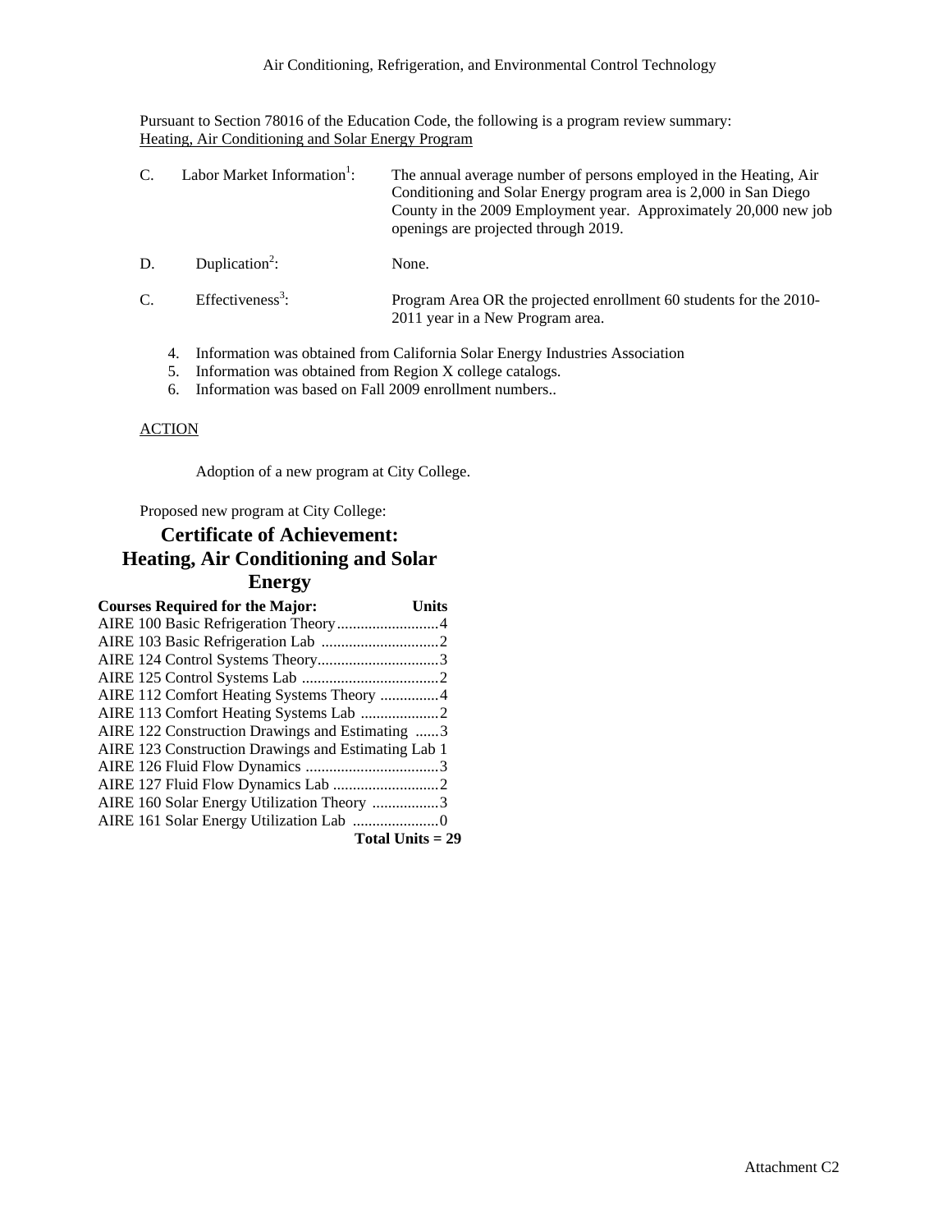Air Conditioning, Refrigeration, and Environmental Control Technology

Pursuant to Section 78016 of the Education Code, the following is a program review summary:
Heating, Air Conditioning and Solar Energy Program

C. Labor Market Information[1]: The annual average number of persons employed in the Heating, Air Conditioning and Solar Energy program area is 2,000 in San Diego County in the 2009 Employment year. Approximately 20,000 new job openings are projected through 2019.

D. Duplication[2]: None.

C. Effectiveness[3]: Program Area OR the projected enrollment 60 students for the 2010-2011 year in a New Program area.

4. Information was obtained from California Solar Energy Industries Association
5. Information was obtained from Region X college catalogs.
6. Information was based on Fall 2009 enrollment numbers..

ACTION

Adoption of a new program at City College.

Proposed new program at City College:

## Certificate of Achievement: Heating, Air Conditioning and Solar Energy

| **Courses Required for the Major:** | **Units** |
|---|---|
| AIRE 100 Basic Refrigeration Theory | 4 |
| AIRE 103 Basic Refrigeration Lab | 2 |
| AIRE 124 Control Systems Theory | 3 |
| AIRE 125 Control Systems Lab | 2 |
| AIRE 112 Comfort Heating Systems Theory | 4 |
| AIRE 113 Comfort Heating Systems Lab | 2 |
| AIRE 122 Construction Drawings and Estimating | 3 |
| AIRE 123 Construction Drawings and Estimating Lab | 1 |
| AIRE 126 Fluid Flow Dynamics | 3 |
| AIRE 127 Fluid Flow Dynamics Lab | 2 |
| AIRE 160 Solar Energy Utilization Theory | 3 |
| AIRE 161 Solar Energy Utilization Lab | 0 |
| | **Total Units = 29** |

Attachment C2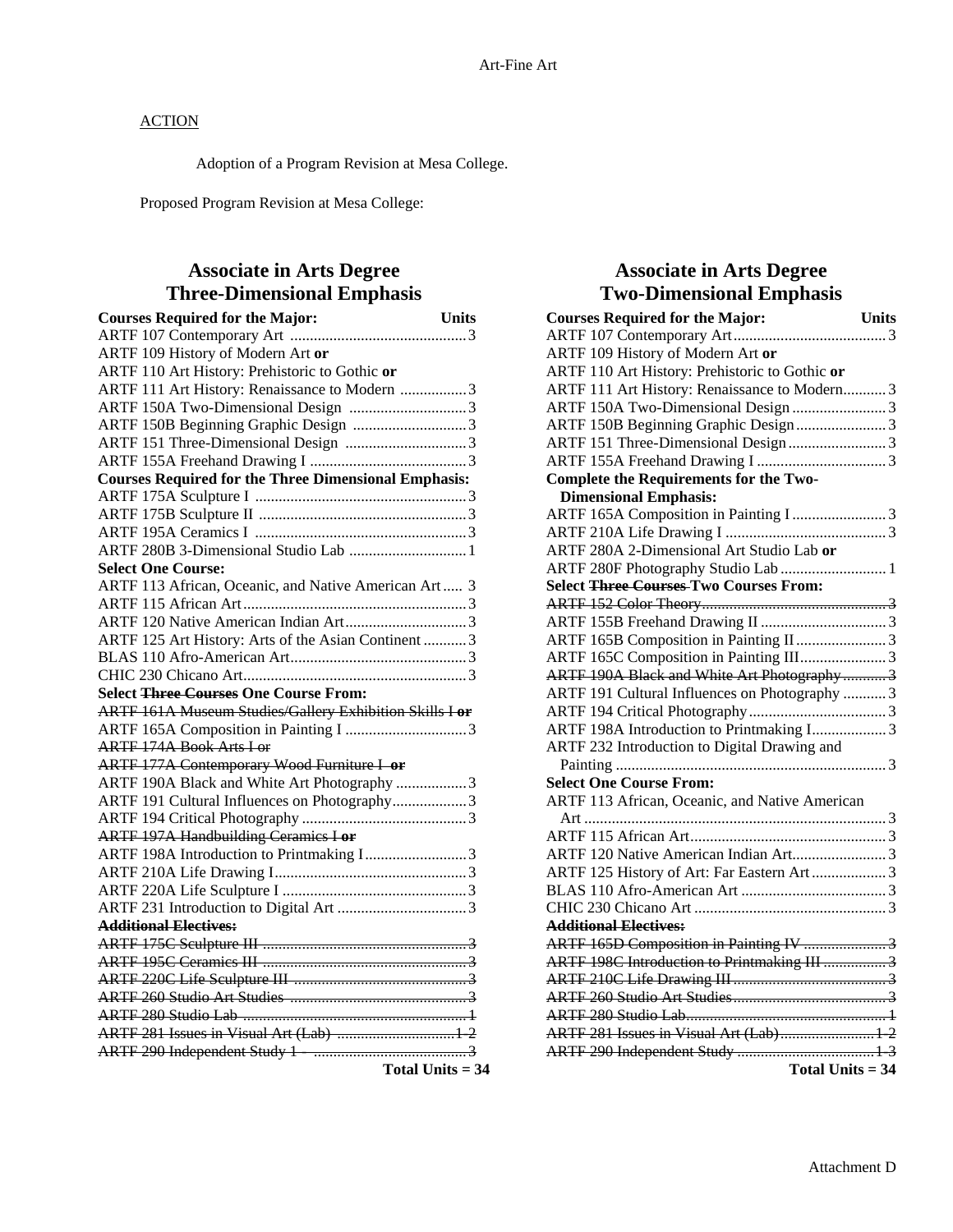ACTION

Adoption of a Program Revision at Mesa College.

Proposed Program Revision at Mesa College:

## Associate in Arts Degree
## Three-Dimensional Emphasis

| **Courses Required for the Major:** | **Units** |
|---|---|
| ARTF 107 Contemporary Art | 3 |
| ARTF 109 History of Modern Art **or** | |
| ARTF 110 Art History: Prehistoric to Gothic **or** | |
| ARTF 111 Art History: Renaissance to Modern | 3 |
| ARTF 150A Two-Dimensional Design | 3 |
| ARTF 150B Beginning Graphic Design | 3 |
| ARTF 151 Three-Dimensional Design | 3 |
| ARTF 155A Freehand Drawing I | 3 |
| **Courses Required for the Three Dimensional Emphasis:** | |
| ARTF 175A Sculpture I | 3 |
| ARTF 175B Sculpture II | 3 |
| ARTF 195A Ceramics I | 3 |
| ARTF 280B 3-Dimensional Studio Lab | 1 |
| **Select One Course:** | |
| ARTF 113 African, Oceanic, and Native American Art | 3 |
| ARTF 115 African Art | 3 |
| ARTF 120 Native American Indian Art | 3 |
| ARTF 125 Art History: Arts of the Asian Continent | 3 |
| BLAS 110 Afro-American Art | 3 |
| CHIC 230 Chicano Art | 3 |
| **Select ~~Three Courses~~ One Course From:** | |
| ~~ARTF 161A Museum Studies/Gallery Exhibition Skills I **or**~~ | |
| ARTF 165A Composition in Painting I | 3 |
| ~~ARTF 174A Book Arts I or~~ | |
| ~~ARTF 177A Contemporary Wood Furniture I **or**~~ | |
| ARTF 190A Black and White Art Photography | 3 |
| ARTF 191 Cultural Influences on Photography | 3 |
| ARTF 194 Critical Photography | 3 |
| ~~ARTF 197A Handbuilding Ceramics I **or**~~ | |
| ARTF 198A Introduction to Printmaking I | 3 |
| ARTF 210A Life Drawing I | 3 |
| ARTF 220A Life Sculpture I | 3 |
| ARTF 231 Introduction to Digital Art | 3 |
| ~~**Additional Electives:**~~ | |
| ~~ARTF 175C Sculpture III~~ | ~~3~~ |
| ~~ARTF 195C Ceramics III~~ | ~~3~~ |
| ~~ARTF 220C Life Sculpture III~~ | ~~3~~ |
| ~~ARTF 260 Studio Art Studies~~ | ~~3~~ |
| ~~ARTF 280 Studio Lab~~ | ~~1~~ |
| ~~ARTF 281 Issues in Visual Art (Lab)~~ | ~~1-2~~ |
| ~~ARTF 290 Independent Study 1 -~~ | ~~3~~ |
| | **Total Units = 34** |

## Associate in Arts Degree
## Two-Dimensional Emphasis

| **Courses Required for the Major:** | **Units** |
|---|---|
| ARTF 107 Contemporary Art | 3 |
| ARTF 109 History of Modern Art **or** | |
| ARTF 110 Art History: Prehistoric to Gothic **or** | |
| ARTF 111 Art History: Renaissance to Modern | 3 |
| ARTF 150A Two-Dimensional Design | 3 |
| ARTF 150B Beginning Graphic Design | 3 |
| ARTF 151 Three-Dimensional Design | 3 |
| ARTF 155A Freehand Drawing I | 3 |
| **Complete the Requirements for the Two-Dimensional Emphasis:** | |
| ARTF 165A Composition in Painting I | 3 |
| ARTF 210A Life Drawing I | 3 |
| ARTF 280A 2-Dimensional Art Studio Lab **or** | |
| ARTF 280F Photography Studio Lab | 1 |
| **Select ~~Three Courses~~ Two Courses From:** | |
| ~~ARTF 152 Color Theory~~ | ~~3~~ |
| ARTF 155B Freehand Drawing II | 3 |
| ARTF 165B Composition in Painting II | 3 |
| ARTF 165C Composition in Painting III | 3 |
| ~~ARTF 190A Black and White Art Photography~~ | ~~3~~ |
| ARTF 191 Cultural Influences on Photography | 3 |
| ARTF 194 Critical Photography | 3 |
| ARTF 198A Introduction to Printmaking I | 3 |
| ARTF 232 Introduction to Digital Drawing and Painting | 3 |
| **Select One Course From:** | |
| ARTF 113 African, Oceanic, and Native American Art | 3 |
| ARTF 115 African Art | 3 |
| ARTF 120 Native American Indian Art | 3 |
| ARTF 125 History of Art: Far Eastern Art | 3 |
| BLAS 110 Afro-American Art | 3 |
| CHIC 230 Chicano Art | 3 |
| ~~**Additional Electives:**~~ | |
| ~~ARTF 165D Composition in Painting IV~~ | ~~3~~ |
| ~~ARTF 198C Introduction to Printmaking III~~ | ~~3~~ |
| ~~ARTF 210C Life Drawing III~~ | ~~3~~ |
| ~~ARTF 260 Studio Art Studies~~ | ~~3~~ |
| ~~ARTF 280 Studio Lab~~ | ~~1~~ |
| ~~ARTF 281 Issues in Visual Art (Lab)~~ | ~~1-2~~ |
| ~~ARTF 290 Independent Study~~ | ~~1-3~~ |
| | **Total Units = 34** |

Attachment D